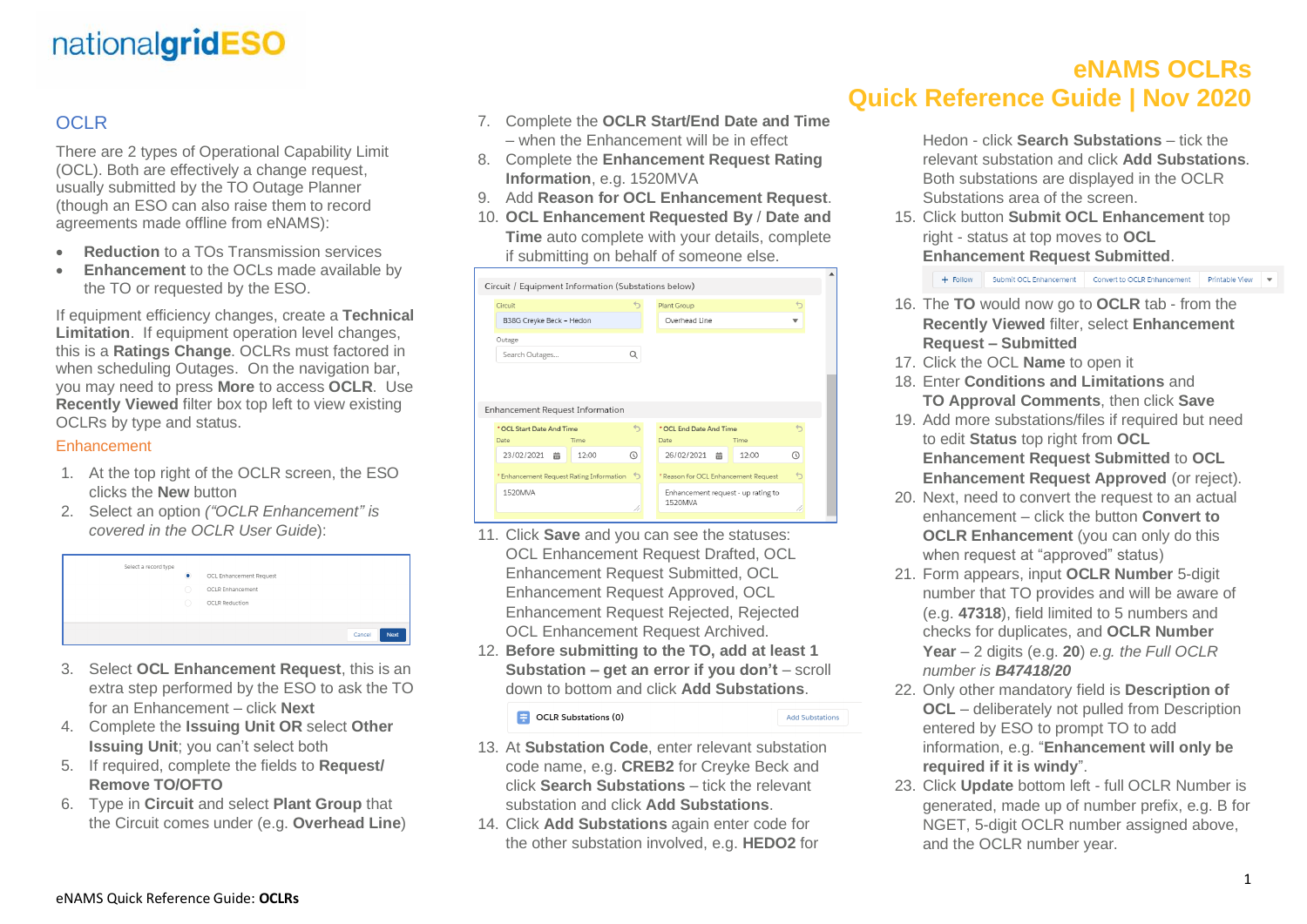# eNAMS OCLRs
# Quick Reference Guide | Nov 2020

## OCLR

There are 2 types of Operational Capability Limit (OCL). Both are effectively a change request, usually submitted by the TO Outage Planner (though an ESO can also raise them to record agreements made offline from eNAMS):

- **Reduction** to a TOs Transmission services
- **Enhancement** to the OCLs made available by the TO or requested by the ESO.

If equipment efficiency changes, create a **Technical Limitation**. If equipment operation level changes, this is a **Ratings Change**. OCLRs must factored in when scheduling Outages. On the navigation bar, you may need to press **More** to access **OCLR**. Use **Recently Viewed** filter box top left to view existing OCLRs by type and status.

### Enhancement

1. At the top right of the OCLR screen, the ESO clicks the **New** button
2. Select an option *("OCLR Enhancement" is covered in the OCLR User Guide)*:
3. Select **OCL Enhancement Request**, this is an extra step performed by the ESO to ask the TO for an Enhancement – click **Next**
4. Complete the **Issuing Unit OR** select **Other Issuing Unit**; you can't select both
5. If required, complete the fields to **Request/ Remove TO/OFTO**
6. Type in **Circuit** and select **Plant Group** that the Circuit comes under (e.g. **Overhead Line**)
7. Complete the **OCLR Start/End Date and Time** – when the Enhancement will be in effect
8. Complete the **Enhancement Request Rating Information**, e.g. 1520MVA
9. Add **Reason for OCL Enhancement Request**.
10. **OCL Enhancement Requested By** / **Date and Time** auto complete with your details, complete if submitting on behalf of someone else.
11. Click **Save** and you can see the statuses: OCL Enhancement Request Drafted, OCL Enhancement Request Submitted, OCL Enhancement Request Approved, OCL Enhancement Request Rejected, Rejected OCL Enhancement Request Archived.
12. **Before submitting to the TO, add at least 1 Substation – get an error if you don't** – scroll down to bottom and click **Add Substations**.
13. At **Substation Code**, enter relevant substation code name, e.g. **CREB2** for Creyke Beck and click **Search Substations** – tick the relevant substation and click **Add Substations**.
14. Click **Add Substations** again enter code for the other substation involved, e.g. **HEDO2** for Hedon - click **Search Substations** – tick the relevant substation and click **Add Substations**. Both substations are displayed in the OCLR Substations area of the screen.
15. Click button **Submit OCL Enhancement** top right - status at top moves to **OCL Enhancement Request Submitted**.
16. The **TO** would now go to **OCLR** tab - from the **Recently Viewed** filter, select **Enhancement Request – Submitted**
17. Click the OCL **Name** to open it
18. Enter **Conditions and Limitations** and **TO Approval Comments**, then click **Save**
19. Add more substations/files if required but need to edit **Status** top right from **OCL Enhancement Request Submitted** to **OCL Enhancement Request Approved** (or reject).
20. Next, need to convert the request to an actual enhancement – click the button **Convert to OCLR Enhancement** (you can only do this when request at "approved" status)
21. Form appears, input **OCLR Number** 5-digit number that TO provides and will be aware of (e.g. **47318**), field limited to 5 numbers and checks for duplicates, and **OCLR Number Year** – 2 digits (e.g. **20**) *e.g. the Full OCLR number is **B47418/20***
22. Only other mandatory field is **Description of OCL** – deliberately not pulled from Description entered by ESO to prompt TO to add information, e.g. "**Enhancement will only be required if it is windy**".
23. Click **Update** bottom left - full OCLR Number is generated, made up of number prefix, e.g. B for NGET, 5-digit OCLR number assigned above, and the OCLR number year.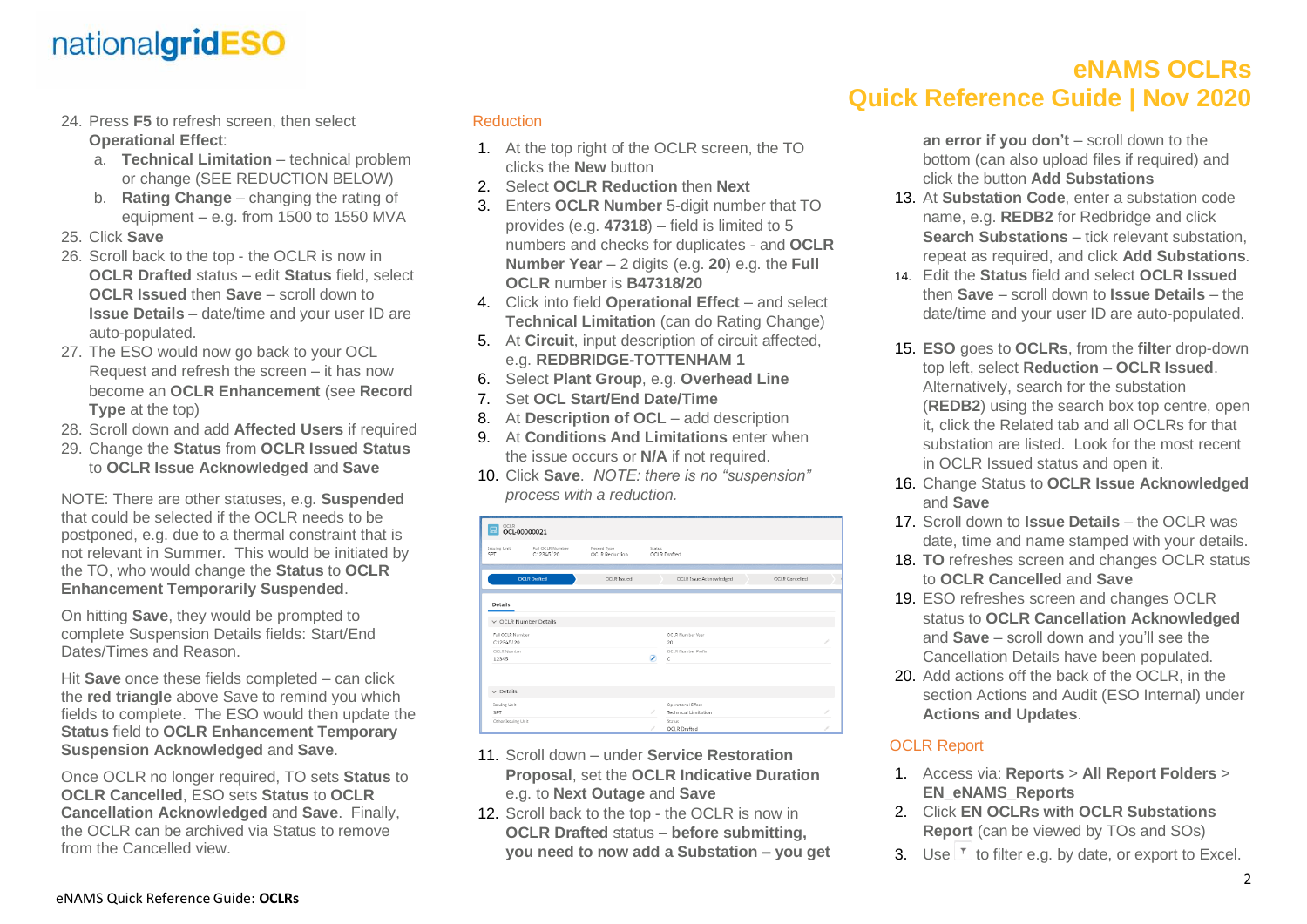# eNAMS OCLRs
## Quick Reference Guide | Nov 2020

24. Press **F5** to refresh screen, then select **Operational Effect**:
    a. **Technical Limitation** – technical problem or change (SEE REDUCTION BELOW)
    b. **Rating Change** – changing the rating of equipment – e.g. from 1500 to 1550 MVA
25. Click **Save**
26. Scroll back to the top - the OCLR is now in **OCLR Drafted** status – edit **Status** field, select **OCLR Issued** then **Save** – scroll down to **Issue Details** – date/time and your user ID are auto-populated.
27. The ESO would now go back to your OCL Request and refresh the screen – it has now become an **OCLR Enhancement** (see **Record Type** at the top)
28. Scroll down and add **Affected Users** if required
29. Change the **Status** from **OCLR Issued Status** to **OCLR Issue Acknowledged** and **Save**

NOTE: There are other statuses, e.g. **Suspended** that could be selected if the OCLR needs to be postponed, e.g. due to a thermal constraint that is not relevant in Summer. This would be initiated by the TO, who would change the **Status** to **OCLR Enhancement Temporarily Suspended**.

On hitting **Save**, they would be prompted to complete Suspension Details fields: Start/End Dates/Times and Reason.

Hit **Save** once these fields completed – can click the **red triangle** above Save to remind you which fields to complete. The ESO would then update the **Status** field to **OCLR Enhancement Temporary Suspension Acknowledged** and **Save**.

Once OCLR no longer required, TO sets **Status** to **OCLR Cancelled**, ESO sets **Status** to **OCLR Cancellation Acknowledged** and **Save**. Finally, the OCLR can be archived via Status to remove from the Cancelled view.

### Reduction

1. At the top right of the OCLR screen, the TO clicks the **New** button
2. Select **OCLR Reduction** then **Next**
3. Enters **OCLR Number** 5-digit number that TO provides (e.g. **47318**) – field is limited to 5 numbers and checks for duplicates - and **OCLR Number Year** – 2 digits (e.g. **20**) e.g. the **Full OCLR** number is **B47318/20**
4. Click into field **Operational Effect** – and select **Technical Limitation** (can do Rating Change)
5. At **Circuit**, input description of circuit affected, e.g. **REDBRIDGE-TOTTENHAM 1**
6. Select **Plant Group**, e.g. **Overhead Line**
7. Set **OCL Start/End Date/Time**
8. At **Description of OCL** – add description
9. At **Conditions And Limitations** enter when the issue occurs or **N/A** if not required.
10. Click **Save**. *NOTE: there is no "suspension" process with a reduction.*

OCLR
OCL-00000021
Issuing Unit: SPT | Full OCLR Number: C12345/20 | Record Type: OCLR Reduction | Status: OCLR Drafted
OCLR Drafted | OCLR Issued | OCLR Issue Acknowledged | OCLR Cancelled
Details
OCLR Number Details
Full OCLR Number: C12345/20 | OCLR Number Year: 20
OCLR Number: 12345 | OCLR Number Prefix: C
Details
Issuing Unit: SPT | Operational Effect: Technical Limitation
Other Issuing Unit | Status: OCLR Drafted

11. Scroll down – under **Service Restoration Proposal**, set the **OCLR Indicative Duration** e.g. to **Next Outage** and **Save**
12. Scroll back to the top - the OCLR is now in **OCLR Drafted** status – **before submitting, you need to now add a Substation – you get an error if you don't** – scroll down to the bottom (can also upload files if required) and click the button **Add Substations**
13. At **Substation Code**, enter a substation code name, e.g. **REDB2** for Redbridge and click **Search Substations** – tick relevant substation, repeat as required, and click **Add Substations**.
14. Edit the **Status** field and select **OCLR Issued** then **Save** – scroll down to **Issue Details** – the date/time and your user ID are auto-populated.
15. **ESO** goes to **OCLRs**, from the **filter** drop-down top left, select **Reduction – OCLR Issued**. Alternatively, search for the substation (**REDB2**) using the search box top centre, open it, click the Related tab and all OCLRs for that substation are listed. Look for the most recent in OCLR Issued status and open it.
16. Change Status to **OCLR Issue Acknowledged** and **Save**
17. Scroll down to **Issue Details** – the OCLR was date, time and name stamped with your details.
18. **TO** refreshes screen and changes OCLR status to **OCLR Cancelled** and **Save**
19. ESO refreshes screen and changes OCLR status to **OCLR Cancellation Acknowledged** and **Save** – scroll down and you'll see the Cancellation Details have been populated.
20. Add actions off the back of the OCLR, in the section Actions and Audit (ESO Internal) under **Actions and Updates**.

### OCLR Report

1. Access via: **Reports** > **All Report Folders** > **EN_eNAMS_Reports**
2. Click **EN OCLRs with OCLR Substations Report** (can be viewed by TOs and SOs)
3. Use ▾ to filter e.g. by date, or export to Excel.